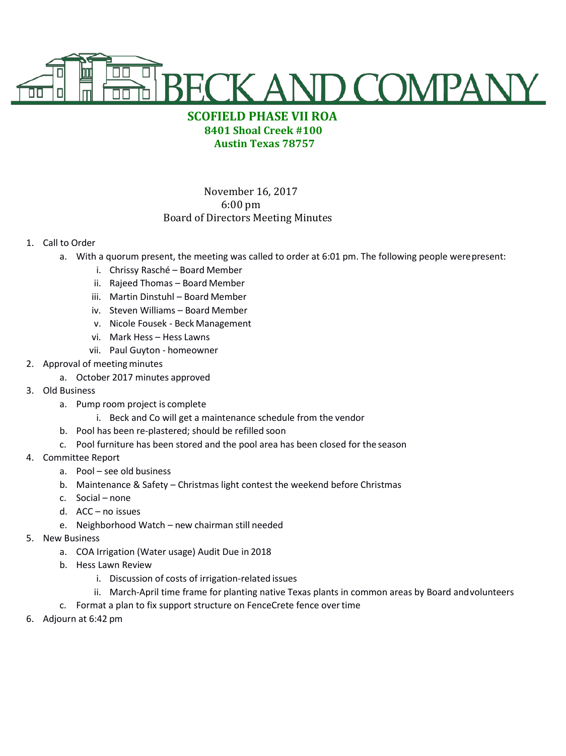# BECK AND COMPANY

**SCOFIELD PHASE VII ROA**
**8401 Shoal Creek #100**
**Austin Texas 78757**

November 16, 2017
6:00 pm
Board of Directors Meeting Minutes

1. Call to Order
   a. With a quorum present, the meeting was called to order at 6:01 pm. The following people were present:
      i. Chrissy Rasché – Board Member
      ii. Rajeed Thomas – Board Member
      iii. Martin Dinstuhl – Board Member
      iv. Steven Williams – Board Member
      v. Nicole Fousek - Beck Management
      vi. Mark Hess – Hess Lawns
      vii. Paul Guyton - homeowner
2. Approval of meeting minutes
   a. October 2017 minutes approved
3. Old Business
   a. Pump room project is complete
      i. Beck and Co will get a maintenance schedule from the vendor
   b. Pool has been re-plastered; should be refilled soon
   c. Pool furniture has been stored and the pool area has been closed for the season
4. Committee Report
   a. Pool – see old business
   b. Maintenance & Safety – Christmas light contest the weekend before Christmas
   c. Social – none
   d. ACC – no issues
   e. Neighborhood Watch – new chairman still needed
5. New Business
   a. COA Irrigation (Water usage) Audit Due in 2018
   b. Hess Lawn Review
      i. Discussion of costs of irrigation-related issues
      ii. March-April time frame for planting native Texas plants in common areas by Board and volunteers
   c. Format a plan to fix support structure on FenceCrete fence over time
6. Adjourn at 6:42 pm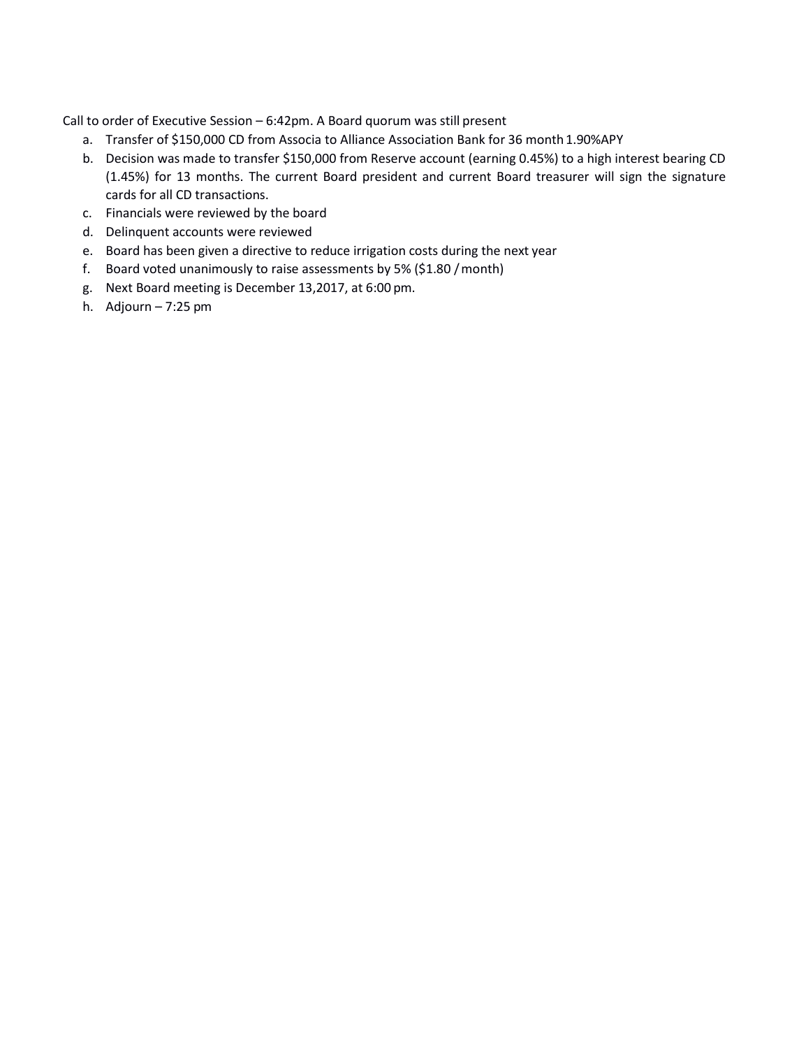Call to order of Executive Session – 6:42pm. A Board quorum was still present

a. Transfer of $150,000 CD from Associa to Alliance Association Bank for 36 month 1.90%APY
b. Decision was made to transfer $150,000 from Reserve account (earning 0.45%) to a high interest bearing CD (1.45%) for 13 months. The current Board president and current Board treasurer will sign the signature cards for all CD transactions.
c. Financials were reviewed by the board
d. Delinquent accounts were reviewed
e. Board has been given a directive to reduce irrigation costs during the next year
f. Board voted unanimously to raise assessments by 5% ($1.80 / month)
g. Next Board meeting is December 13,2017, at 6:00 pm.
h. Adjourn – 7:25 pm